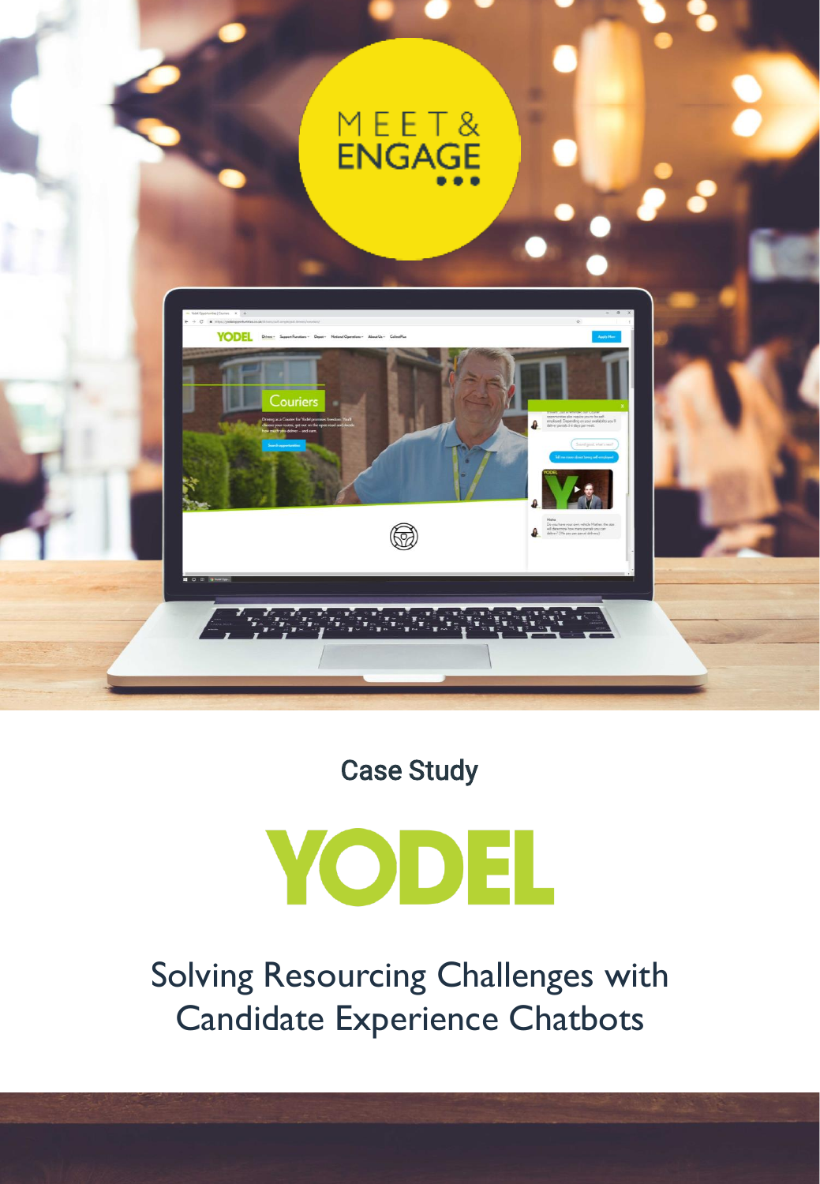MEET & ENGAGE

Case Study

# YODEL

## Solving Resourcing Challenges with Candidate Experience Chatbots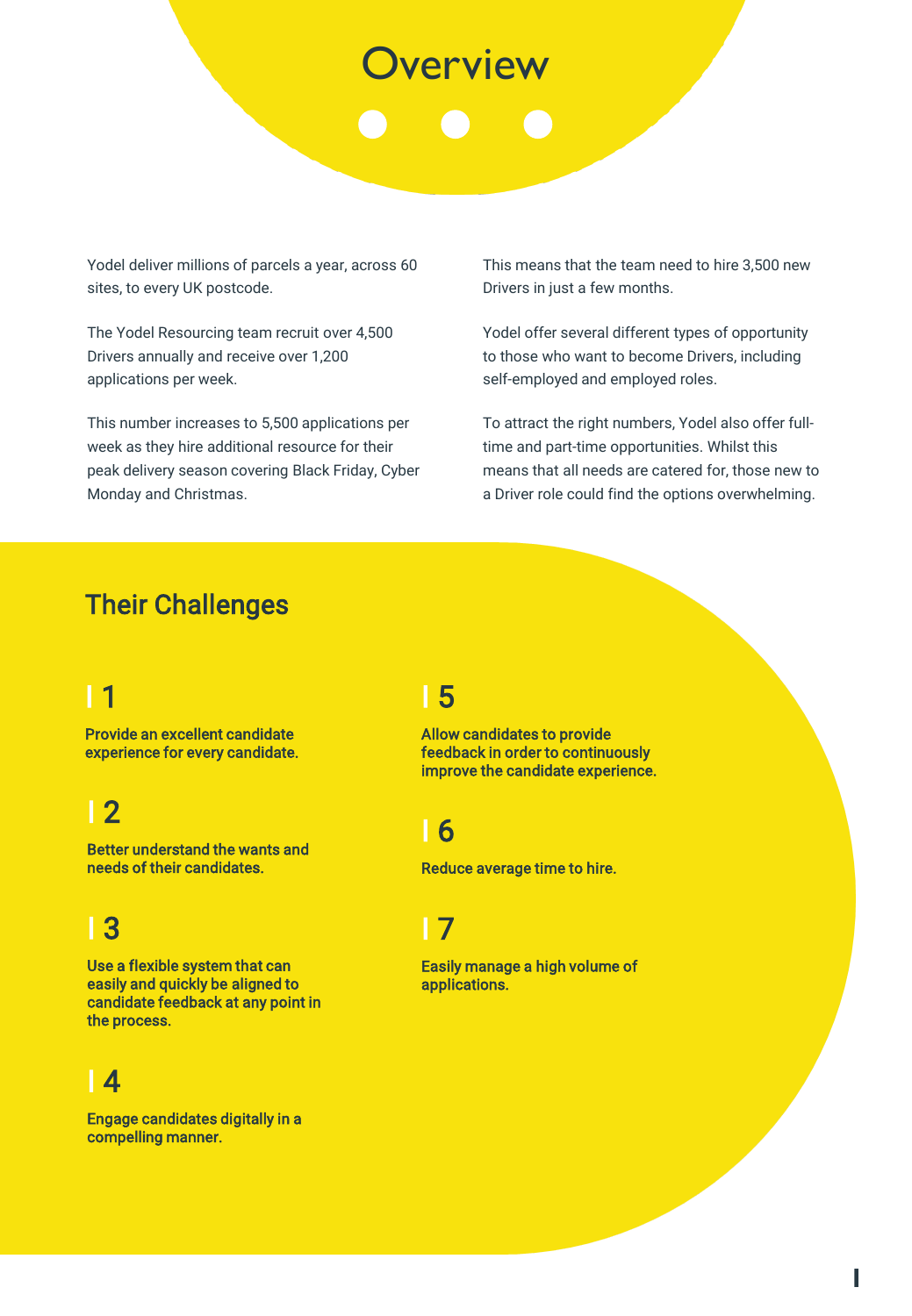# Overview

Yodel deliver millions of parcels a year, across 60 sites, to every UK postcode.

The Yodel Resourcing team recruit over 4,500 Drivers annually and receive over 1,200 applications per week.

This number increases to 5,500 applications per week as they hire additional resource for their peak delivery season covering Black Friday, Cyber Monday and Christmas.

This means that the team need to hire 3,500 new Drivers in just a few months.

Yodel offer several different types of opportunity to those who want to become Drivers, including self-employed and employed roles.

To attract the right numbers, Yodel also offer full-time and part-time opportunities. Whilst this means that all needs are catered for, those new to a Driver role could find the options overwhelming.

## Their Challenges

### 1

**Provide an excellent candidate experience for every candidate.**

### 2

**Better understand the wants and needs of their candidates.**

### 3

**Use a flexible system that can easily and quickly be aligned to candidate feedback at any point in the process.**

### 4

**Engage candidates digitally in a compelling manner.**

### 5

**Allow candidates to provide feedback in order to continuously improve the candidate experience.**

### 6

**Reduce average time to hire.**

### 7

**Easily manage a high volume of applications.**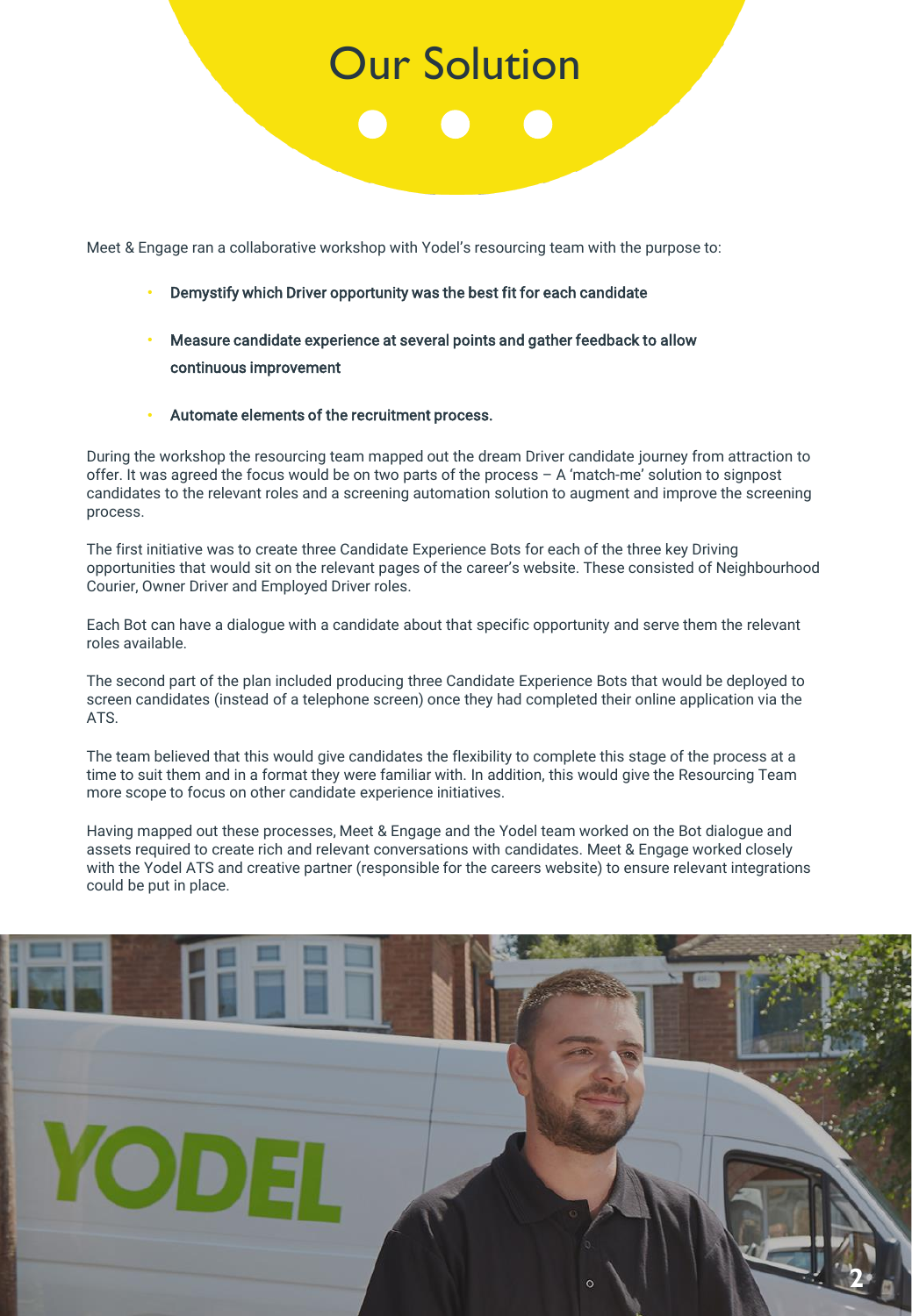# Our Solution

Meet & Engage ran a collaborative workshop with Yodel's resourcing team with the purpose to:

- **Demystify which Driver opportunity was the best fit for each candidate**
- **Measure candidate experience at several points and gather feedback to allow continuous improvement**
- **Automate elements of the recruitment process.**

During the workshop the resourcing team mapped out the dream Driver candidate journey from attraction to offer. It was agreed the focus would be on two parts of the process – A 'match-me' solution to signpost candidates to the relevant roles and a screening automation solution to augment and improve the screening process.

The first initiative was to create three Candidate Experience Bots for each of the three key Driving opportunities that would sit on the relevant pages of the career's website. These consisted of Neighbourhood Courier, Owner Driver and Employed Driver roles.

Each Bot can have a dialogue with a candidate about that specific opportunity and serve them the relevant roles available.

The second part of the plan included producing three Candidate Experience Bots that would be deployed to screen candidates (instead of a telephone screen) once they had completed their online application via the ATS.

The team believed that this would give candidates the flexibility to complete this stage of the process at a time to suit them and in a format they were familiar with. In addition, this would give the Resourcing Team more scope to focus on other candidate experience initiatives.

Having mapped out these processes, Meet & Engage and the Yodel team worked on the Bot dialogue and assets required to create rich and relevant conversations with candidates. Meet & Engage worked closely with the Yodel ATS and creative partner (responsible for the careers website) to ensure relevant integrations could be put in place.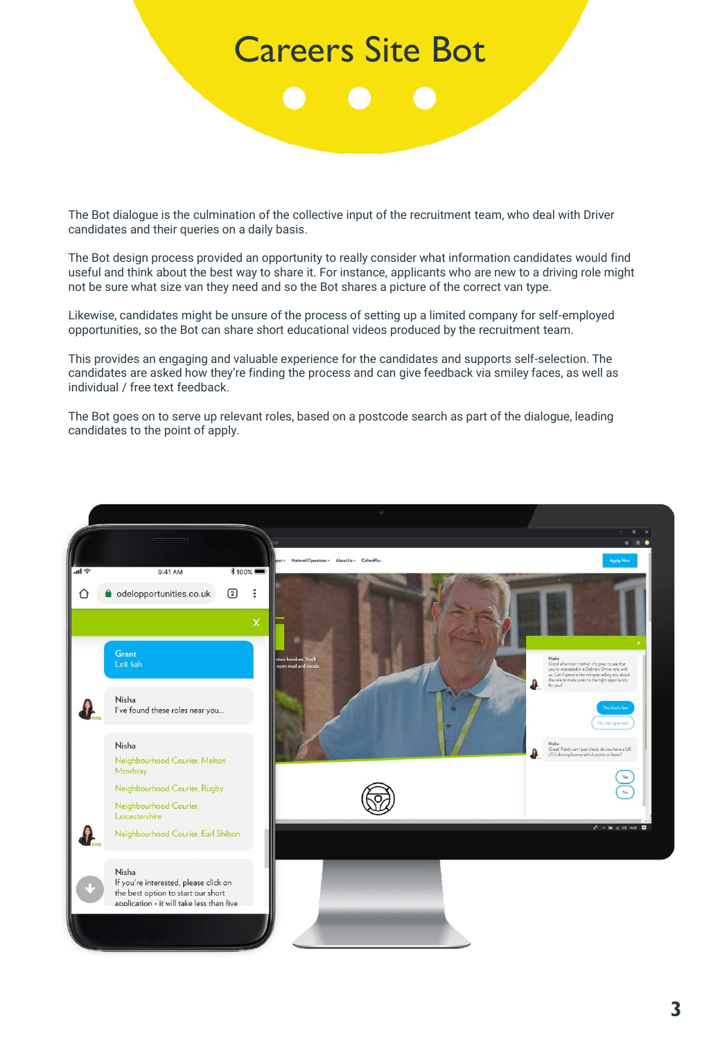# Careers Site Bot

The Bot dialogue is the culmination of the collective input of the recruitment team, who deal with Driver candidates and their queries on a daily basis.

The Bot design process provided an opportunity to really consider what information candidates would find useful and think about the best way to share it. For instance, applicants who are new to a driving role might not be sure what size van they need and so the Bot shares a picture of the correct van type.

Likewise, candidates might be unsure of the process of setting up a limited company for self-employed opportunities, so the Bot can share short educational videos produced by the recruitment team.

This provides an engaging and valuable experience for the candidates and supports self-selection. The candidates are asked how they're finding the process and can give feedback via smiley faces, as well as individual / free text feedback.

The Bot goes on to serve up relevant roles, based on a postcode search as part of the dialogue, leading candidates to the point of apply.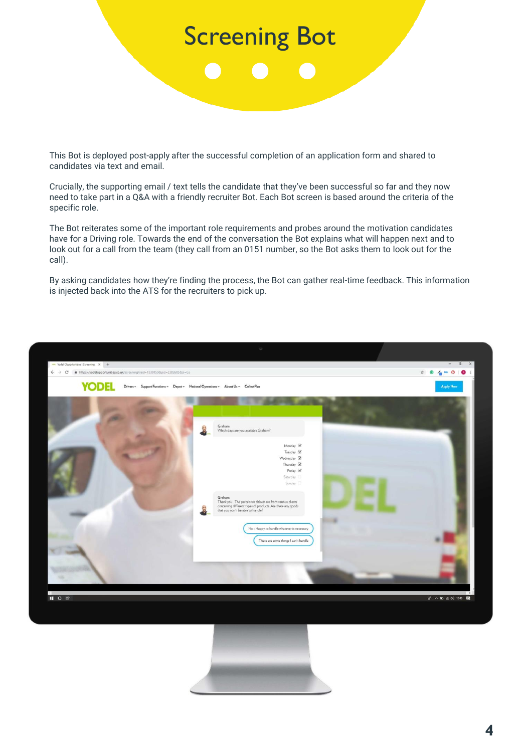# Screening Bot

This Bot is deployed post-apply after the successful completion of an application form and shared to candidates via text and email.

Crucially, the supporting email / text tells the candidate that they've been successful so far and they now need to take part in a Q&A with a friendly recruiter Bot. Each Bot screen is based around the criteria of the specific role.

The Bot reiterates some of the important role requirements and probes around the motivation candidates have for a Driving role. Towards the end of the conversation the Bot explains what will happen next and to look out for a call from the team (they call from an 0151 number, so the Bot asks them to look out for the call).

By asking candidates how they're finding the process, the Bot can gather real-time feedback. This information is injected back into the ATS for the recruiters to pick up.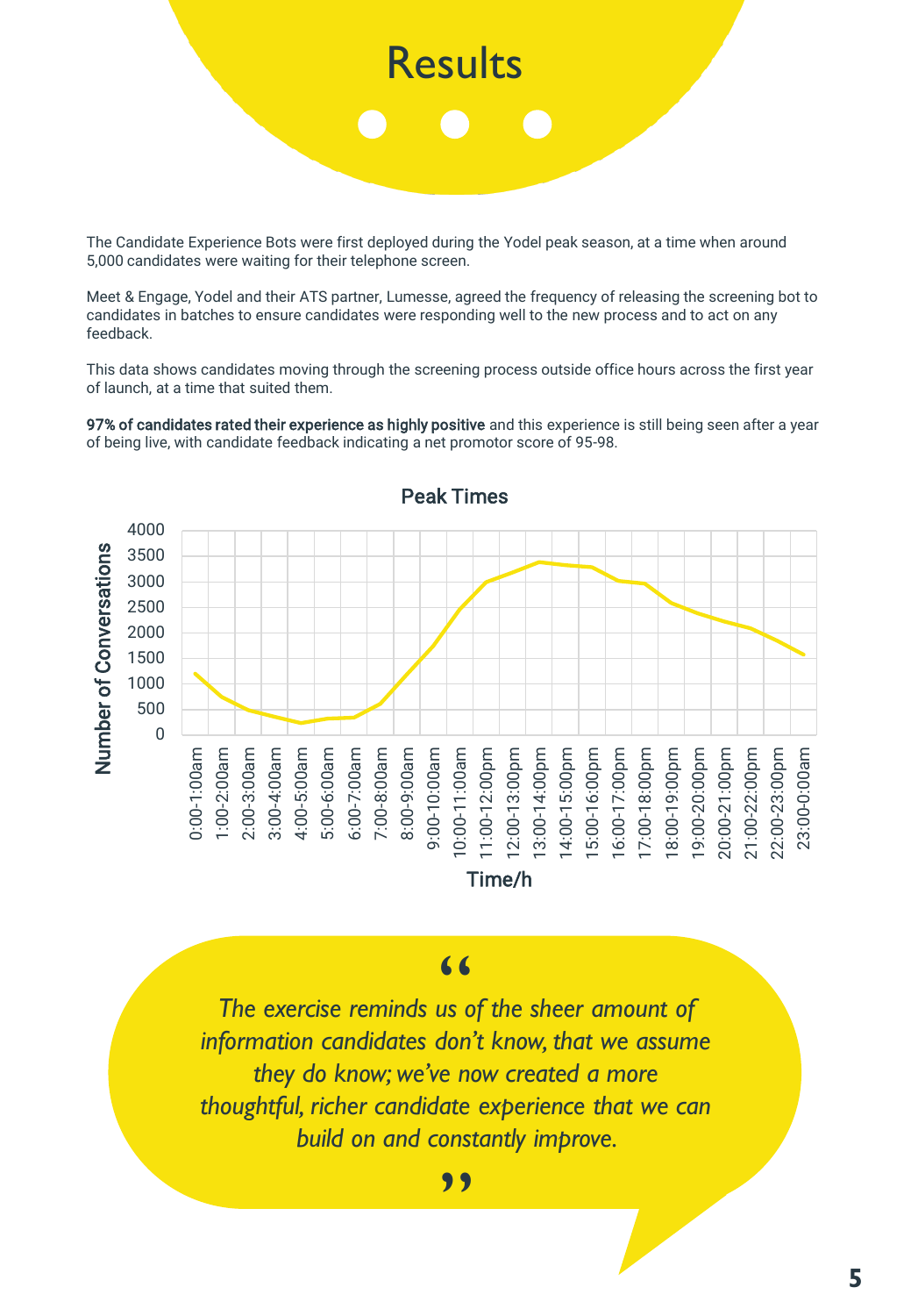# Results

The Candidate Experience Bots were first deployed during the Yodel peak season, at a time when around 5,000 candidates were waiting for their telephone screen.

Meet & Engage, Yodel and their ATS partner, Lumesse, agreed the frequency of releasing the screening bot to candidates in batches to ensure candidates were responding well to the new process and to act on any feedback.

This data shows candidates moving through the screening process outside office hours across the first year of launch, at a time that suited them.

**97% of candidates rated their experience as highly positive** and this experience is still being seen after a year of being live, with candidate feedback indicating a net promotor score of 95-98.

Peak Times

Number of Conversations

4000
3500
3000
2500
2000
1500
1000
500
0

0:00-1:00am, 1:00-2:00am, 2:00-3:00am, 3:00-4:00am, 4:00-5:00am, 5:00-6:00am, 6:00-7:00am, 7:00-8:00am, 8:00-9:00am, 9:00-10:00am, 10:00-11:00am, 11:00-12:00pm, 12:00-13:00pm, 13:00-14:00pm, 14:00-15:00pm, 15:00-16:00pm, 16:00-17:00pm, 17:00-18:00pm, 18:00-19:00pm, 19:00-20:00pm, 20:00-21:00pm, 21:00-22:00pm, 22:00-23:00pm, 23:00-0:00am

Time/h

> *"The exercise reminds us of the sheer amount of information candidates don't know, that we assume they do know; we've now created a more thoughtful, richer candidate experience that we can build on and constantly improve."*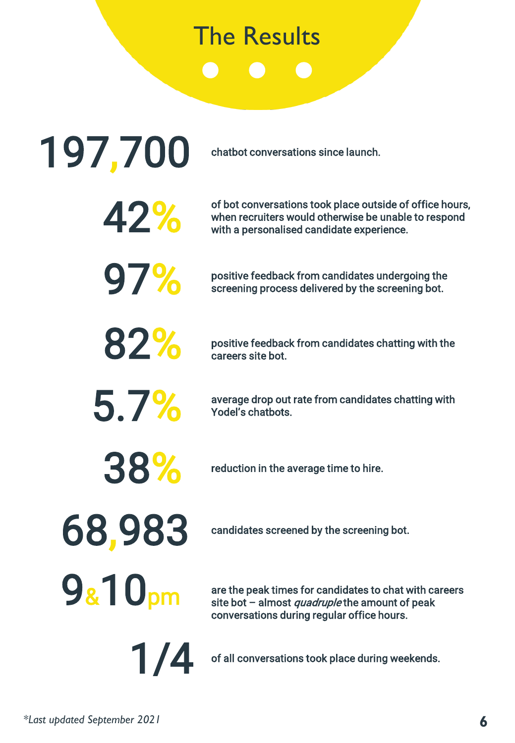# The Results

**197,700** chatbot conversations since launch.

**42%** of bot conversations took place outside of office hours, when recruiters would otherwise be unable to respond with a personalised candidate experience.

**97%** positive feedback from candidates undergoing the screening process delivered by the screening bot.

**82%** positive feedback from candidates chatting with the careers site bot.

**5.7%** average drop out rate from candidates chatting with Yodel's chatbots.

**38%** reduction in the average time to hire.

**68,983** candidates screened by the screening bot.

**9&10pm** are the peak times for candidates to chat with careers site bot – almost *quadruple* the amount of peak conversations during regular office hours.

**1/4** of all conversations took place during weekends.

*\*Last updated September 2021*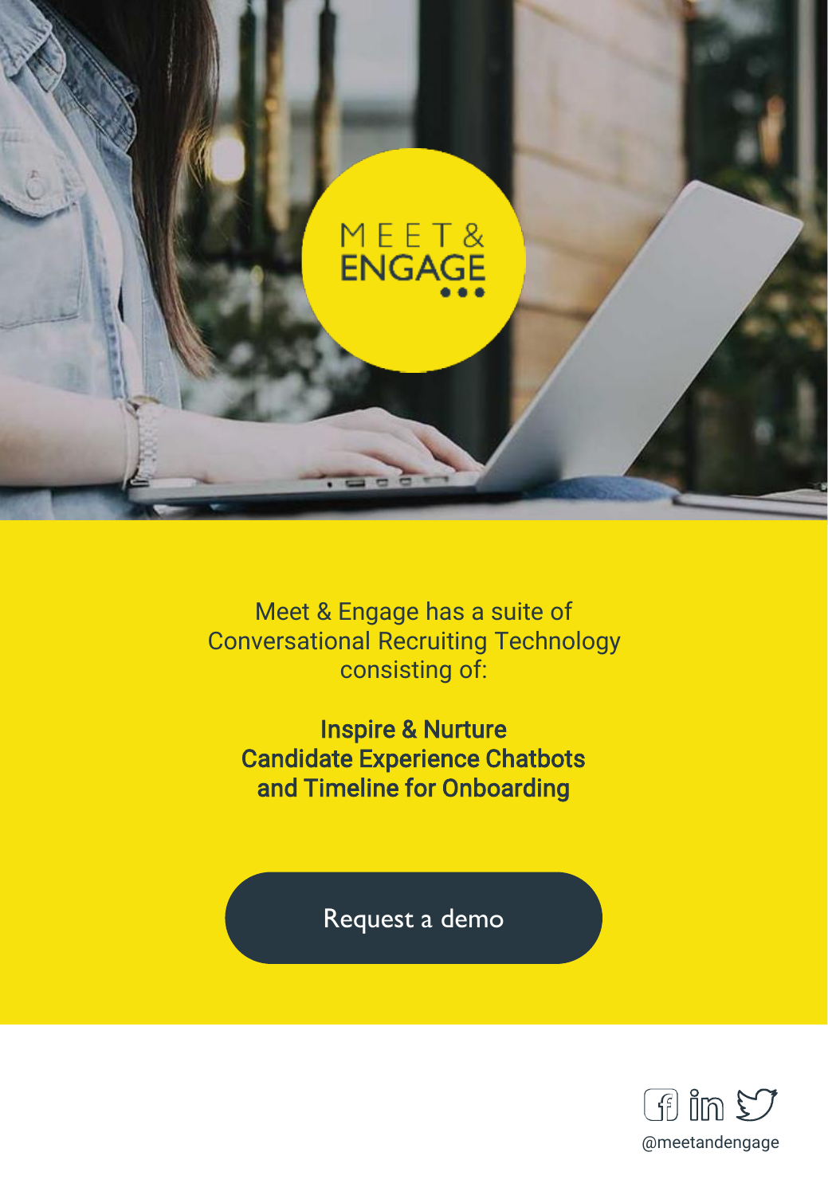MEET & ENGAGE

Meet & Engage has a suite of Conversational Recruiting Technology consisting of:

**Inspire & Nurture**
**Candidate Experience Chatbots**
**and Timeline for Onboarding**

Request a demo

@meetandengage